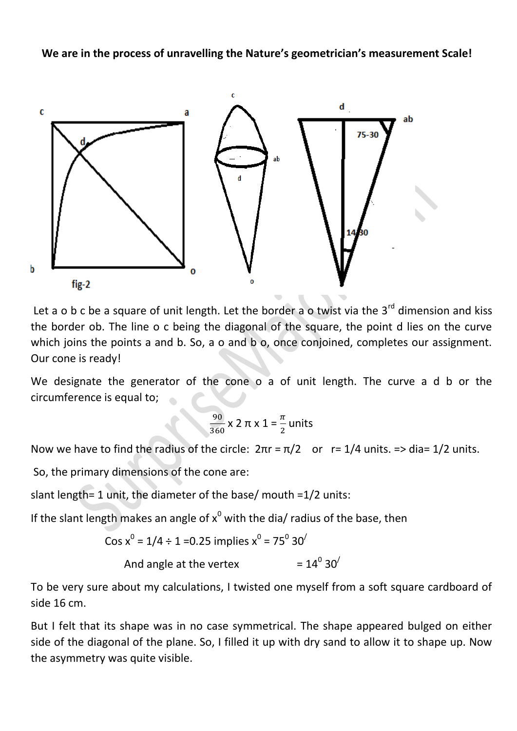**We are in the process of unravelling the Nature's geometrician's measurement Scale!**

fig-2

Let a o b c be a square of unit length. Let the border a o twist via the 3rd dimension and kiss the border ob. The line o c being the diagonal of the square, the point d lies on the curve which joins the points a and b. So, a o and b o, once conjoined, completes our assignment. Our cone is ready!

We designate the generator of the cone o a of unit length. The curve a d b or the circumference is equal to;

$$\frac{90}{360} \times 2\,\pi \times 1 = \frac{\pi}{2} \text{ units}$$

Now we have to find the radius of the circle: $2\pi r = \pi/2$ or $r= 1/4$ units. => dia= 1/2 units.

So, the primary dimensions of the cone are:

slant length= 1 unit, the diameter of the base/ mouth =1/2 units:

If the slant length makes an angle of $x^0$ with the dia/ radius of the base, then

$$\cos x^0 = 1/4 \div 1 = 0.25 \text{ implies } x^0 = 75^0\, 30^{/}$$

$$\text{And angle at the vertex} \qquad = 14^0\, 30^{/}$$

To be very sure about my calculations, I twisted one myself from a soft square cardboard of side 16 cm.

But I felt that its shape was in no case symmetrical. The shape appeared bulged on either side of the diagonal of the plane. So, I filled it up with dry sand to allow it to shape up. Now the asymmetry was quite visible.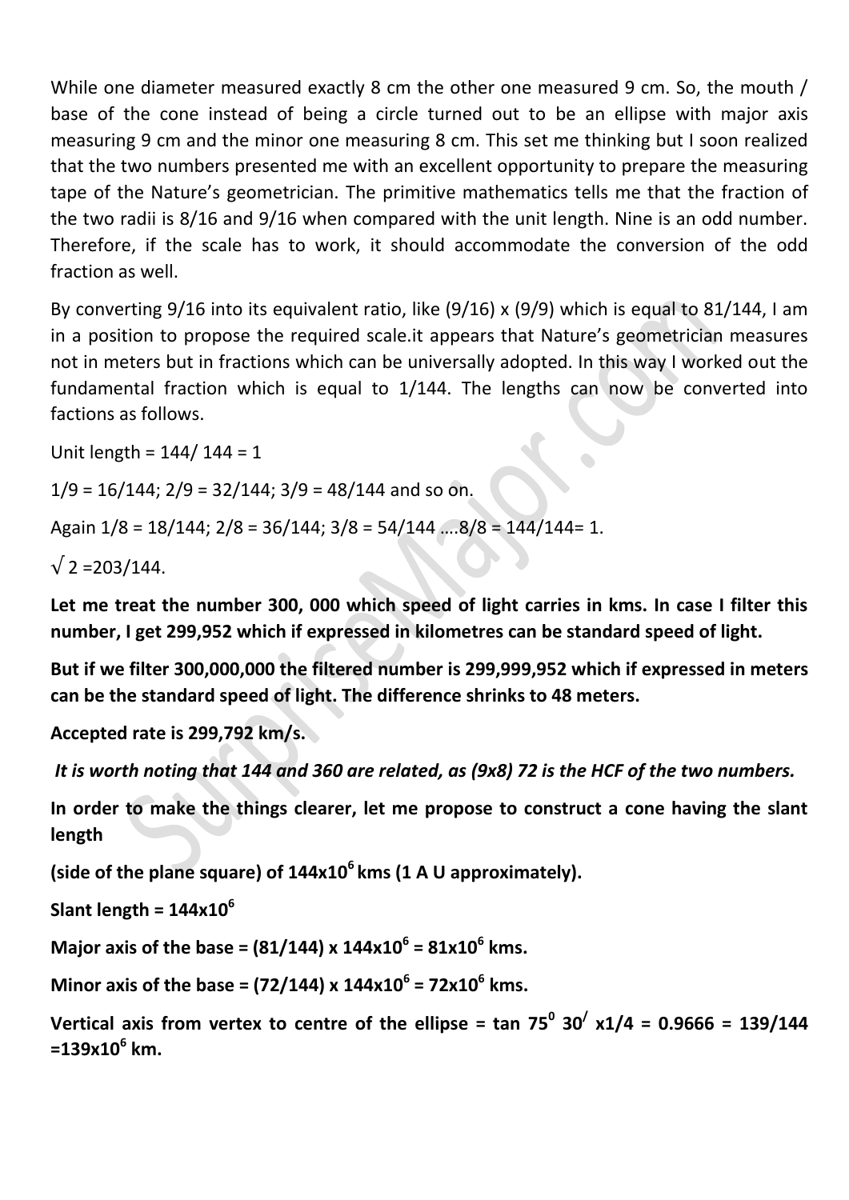While one diameter measured exactly 8 cm the other one measured 9 cm. So, the mouth / base of the cone instead of being a circle turned out to be an ellipse with major axis measuring 9 cm and the minor one measuring 8 cm. This set me thinking but I soon realized that the two numbers presented me with an excellent opportunity to prepare the measuring tape of the Nature's geometrician. The primitive mathematics tells me that the fraction of the two radii is 8/16 and 9/16 when compared with the unit length. Nine is an odd number. Therefore, if the scale has to work, it should accommodate the conversion of the odd fraction as well.

By converting 9/16 into its equivalent ratio, like (9/16) x (9/9) which is equal to 81/144, I am in a position to propose the required scale.it appears that Nature's geometrician measures not in meters but in fractions which can be universally adopted. In this way I worked out the fundamental fraction which is equal to 1/144. The lengths can now be converted into factions as follows.

Unit length = 144/ 144 = 1

1/9 = 16/144; 2/9 = 32/144; 3/9 = 48/144 and so on.

Again 1/8 = 18/144; 2/8 = 36/144; 3/8 = 54/144 ….8/8 = 144/144= 1.

$\sqrt{2}$ =203/144.

**Let me treat the number 300, 000 which speed of light carries in kms. In case I filter this number, I get 299,952 which if expressed in kilometres can be standard speed of light.**

**But if we filter 300,000,000 the filtered number is 299,999,952 which if expressed in meters can be the standard speed of light. The difference shrinks to 48 meters.**

**Accepted rate is 299,792 km/s.**

***It is worth noting that 144 and 360 are related, as (9x8) 72 is the HCF of the two numbers.***

**In order to make the things clearer, let me propose to construct a cone having the slant length**

**(side of the plane square) of $144 \times 10^6$ kms (1 A U approximately).**

**Slant length = $144 \times 10^6$**

**Major axis of the base = (81/144) x $144 \times 10^6$ = $81 \times 10^6$ kms.**

**Minor axis of the base = (72/144) x $144 \times 10^6$ = $72 \times 10^6$ kms.**

**Vertical axis from vertex to centre of the ellipse = tan $75^0\ 30^/$ x1/4 = 0.9666 = 139/144 =$139 \times 10^6$ km.**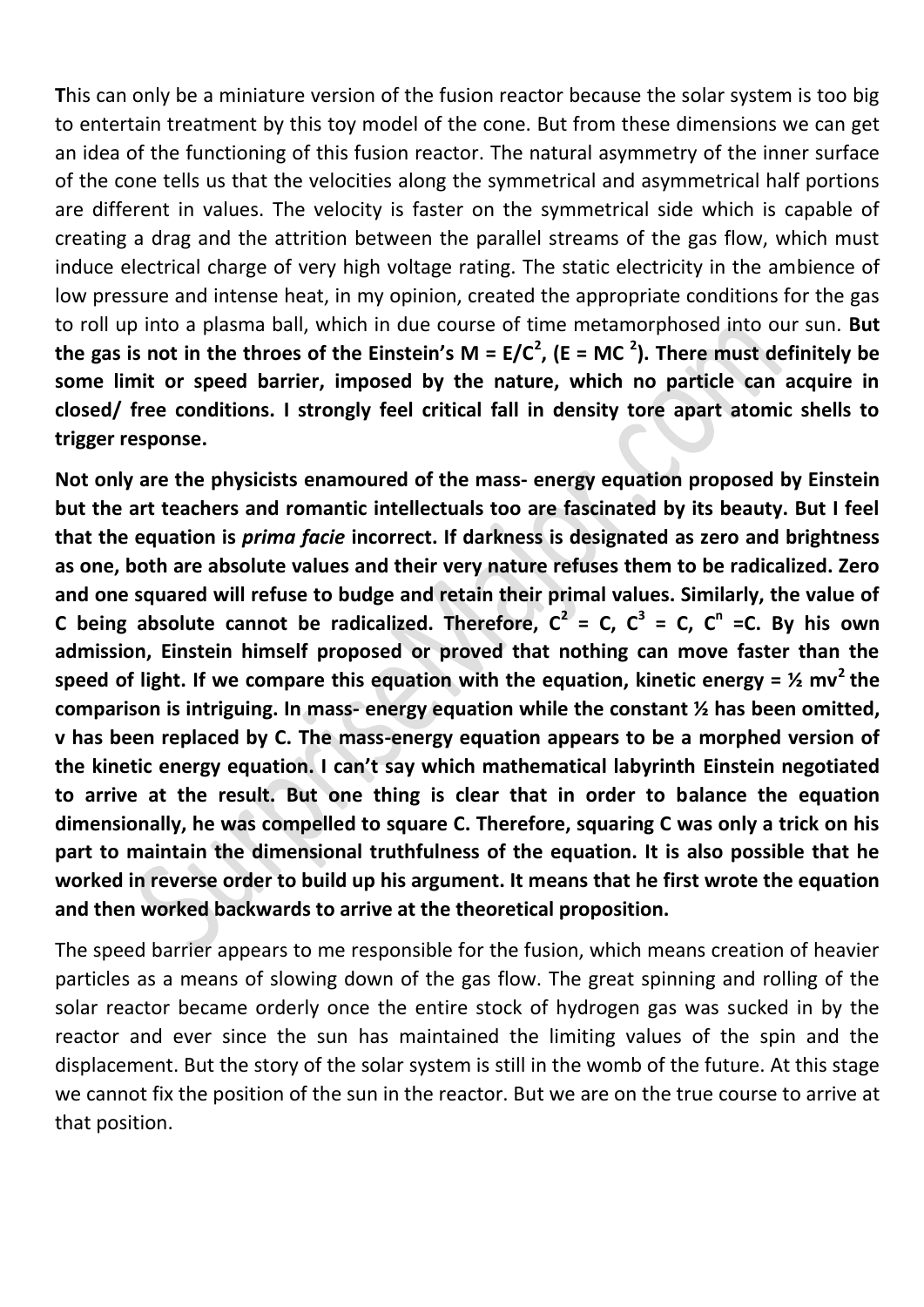**T**his can only be a miniature version of the fusion reactor because the solar system is too big to entertain treatment by this toy model of the cone. But from these dimensions we can get an idea of the functioning of this fusion reactor. The natural asymmetry of the inner surface of the cone tells us that the velocities along the symmetrical and asymmetrical half portions are different in values. The velocity is faster on the symmetrical side which is capable of creating a drag and the attrition between the parallel streams of the gas flow, which must induce electrical charge of very high voltage rating. The static electricity in the ambience of low pressure and intense heat, in my opinion, created the appropriate conditions for the gas to roll up into a plasma ball, which in due course of time metamorphosed into our sun. **But the gas is not in the throes of the Einstein's $M = E/C^2$, ($E = MC^2$). There must definitely be some limit or speed barrier, imposed by the nature, which no particle can acquire in closed/ free conditions. I strongly feel critical fall in density tore apart atomic shells to trigger response.**

**Not only are the physicists enamoured of the mass- energy equation proposed by Einstein but the art teachers and romantic intellectuals too are fascinated by its beauty. But I feel that the equation is *prima facie* incorrect. If darkness is designated as zero and brightness as one, both are absolute values and their very nature refuses them to be radicalized. Zero and one squared will refuse to budge and retain their primal values. Similarly, the value of C being absolute cannot be radicalized. Therefore, $C^2 = C$, $C^3 = C$, $C^n = C$. By his own admission, Einstein himself proposed or proved that nothing can move faster than the speed of light. If we compare this equation with the equation, kinetic energy = $\frac{1}{2} mv^2$ the comparison is intriguing. In mass- energy equation while the constant ½ has been omitted, v has been replaced by C. The mass-energy equation appears to be a morphed version of the kinetic energy equation. I can't say which mathematical labyrinth Einstein negotiated to arrive at the result. But one thing is clear that in order to balance the equation dimensionally, he was compelled to square C. Therefore, squaring C was only a trick on his part to maintain the dimensional truthfulness of the equation. It is also possible that he worked in reverse order to build up his argument. It means that he first wrote the equation and then worked backwards to arrive at the theoretical proposition.**

The speed barrier appears to me responsible for the fusion, which means creation of heavier particles as a means of slowing down of the gas flow. The great spinning and rolling of the solar reactor became orderly once the entire stock of hydrogen gas was sucked in by the reactor and ever since the sun has maintained the limiting values of the spin and the displacement. But the story of the solar system is still in the womb of the future. At this stage we cannot fix the position of the sun in the reactor. But we are on the true course to arrive at that position.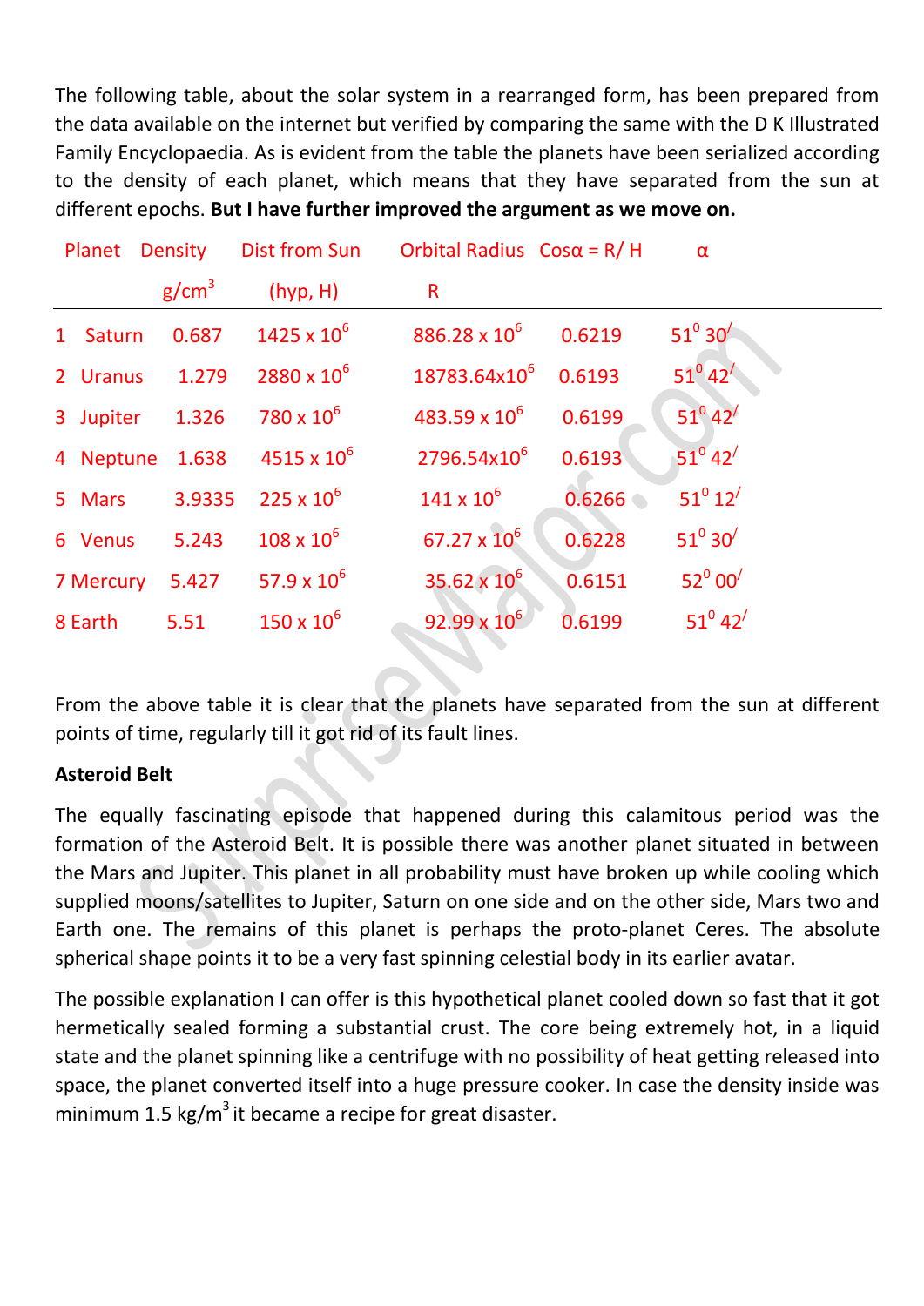The following table, about the solar system in a rearranged form, has been prepared from the data available on the internet but verified by comparing the same with the D K Illustrated Family Encyclopaedia. As is evident from the table the planets have been serialized according to the density of each planet, which means that they have separated from the sun at different epochs. **But I have further improved the argument as we move on.**

| Planet | Density $g/cm^3$ | Dist from Sun (hyp, H) | Orbital Radius R | $Cos\alpha = R/H$ | $\alpha$ |
|---|---|---|---|---|---|
| 1 Saturn | 0.687 | $1425 \times 10^6$ | $886.28 \times 10^6$ | 0.6219 | $51^0\ 30^/$ |
| 2 Uranus | 1.279 | $2880 \times 10^6$ | $18783.64 \times 10^6$ | 0.6193 | $51^0\ 42^/$ |
| 3 Jupiter | 1.326 | $780 \times 10^6$ | $483.59 \times 10^6$ | 0.6199 | $51^0\ 42^/$ |
| 4 Neptune | 1.638 | $4515 \times 10^6$ | $2796.54 \times 10^6$ | 0.6193 | $51^0\ 42^/$ |
| 5 Mars | 3.9335 | $225 \times 10^6$ | $141 \times 10^6$ | 0.6266 | $51^0\ 12^/$ |
| 6 Venus | 5.243 | $108 \times 10^6$ | $67.27 \times 10^6$ | 0.6228 | $51^0\ 30^/$ |
| 7 Mercury | 5.427 | $57.9 \times 10^6$ | $35.62 \times 10^6$ | 0.6151 | $52^0\ 00^/$ |
| 8 Earth | 5.51 | $150 \times 10^6$ | $92.99 \times 10^6$ | 0.6199 | $51^0\ 42^/$ |

From the above table it is clear that the planets have separated from the sun at different points of time, regularly till it got rid of its fault lines.

**Asteroid Belt**

The equally fascinating episode that happened during this calamitous period was the formation of the Asteroid Belt. It is possible there was another planet situated in between the Mars and Jupiter. This planet in all probability must have broken up while cooling which supplied moons/satellites to Jupiter, Saturn on one side and on the other side, Mars two and Earth one. The remains of this planet is perhaps the proto-planet Ceres. The absolute spherical shape points it to be a very fast spinning celestial body in its earlier avatar.

The possible explanation I can offer is this hypothetical planet cooled down so fast that it got hermetically sealed forming a substantial crust. The core being extremely hot, in a liquid state and the planet spinning like a centrifuge with no possibility of heat getting released into space, the planet converted itself into a huge pressure cooker. In case the density inside was minimum 1.5 $kg/m^3$ it became a recipe for great disaster.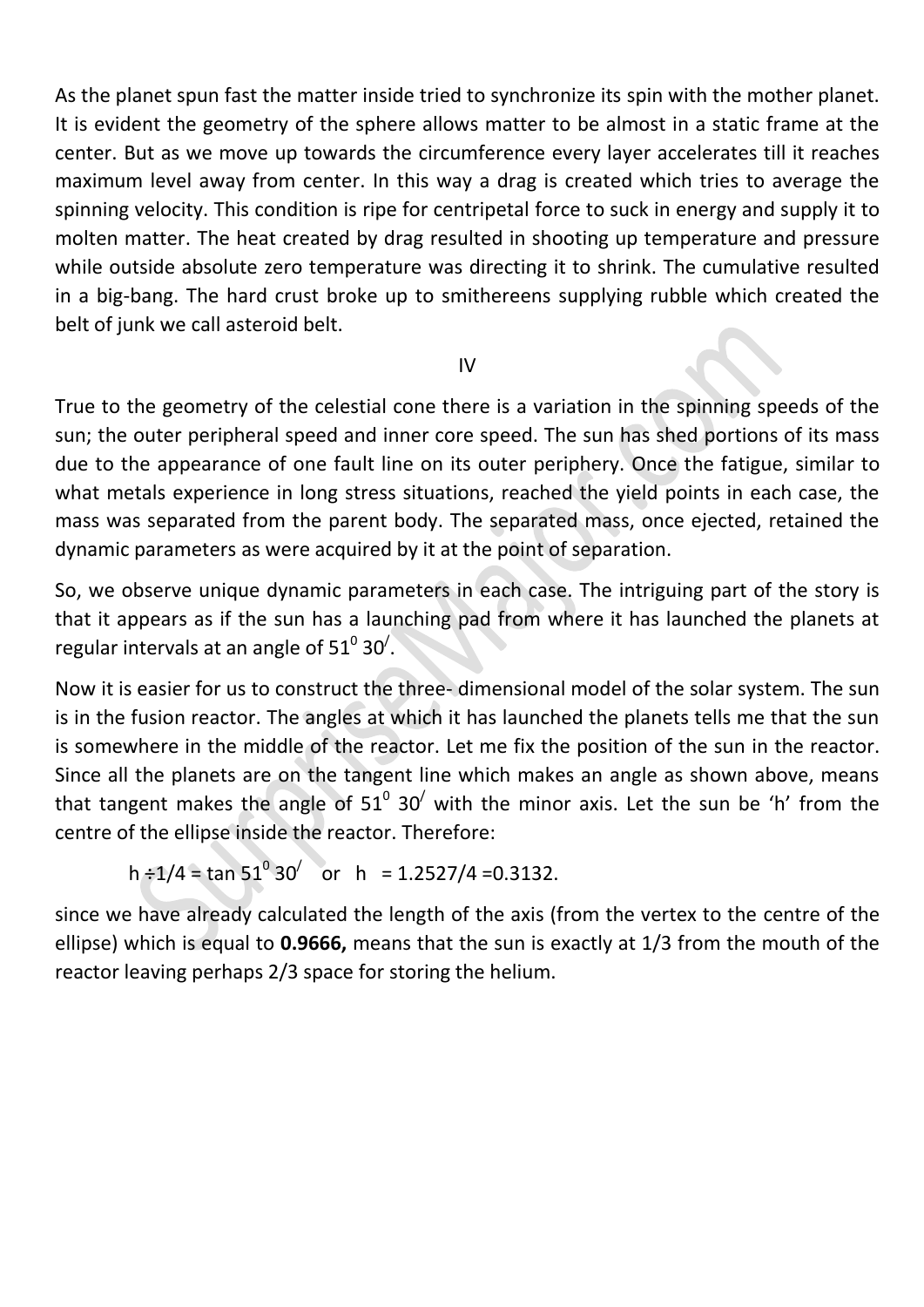As the planet spun fast the matter inside tried to synchronize its spin with the mother planet. It is evident the geometry of the sphere allows matter to be almost in a static frame at the center. But as we move up towards the circumference every layer accelerates till it reaches maximum level away from center. In this way a drag is created which tries to average the spinning velocity. This condition is ripe for centripetal force to suck in energy and supply it to molten matter. The heat created by drag resulted in shooting up temperature and pressure while outside absolute zero temperature was directing it to shrink. The cumulative resulted in a big-bang. The hard crust broke up to smithereens supplying rubble which created the belt of junk we call asteroid belt.

## IV

True to the geometry of the celestial cone there is a variation in the spinning speeds of the sun; the outer peripheral speed and inner core speed. The sun has shed portions of its mass due to the appearance of one fault line on its outer periphery. Once the fatigue, similar to what metals experience in long stress situations, reached the yield points in each case, the mass was separated from the parent body. The separated mass, once ejected, retained the dynamic parameters as were acquired by it at the point of separation.

So, we observe unique dynamic parameters in each case. The intriguing part of the story is that it appears as if the sun has a launching pad from where it has launched the planets at regular intervals at an angle of $51^0\,30^/$.

Now it is easier for us to construct the three- dimensional model of the solar system. The sun is in the fusion reactor. The angles at which it has launched the planets tells me that the sun is somewhere in the middle of the reactor. Let me fix the position of the sun in the reactor. Since all the planets are on the tangent line which makes an angle as shown above, means that tangent makes the angle of $51^0\,30^/$ with the minor axis. Let the sun be 'h' from the centre of the ellipse inside the reactor. Therefore:

$$h \div 1/4 = \tan 51^0\,30^/ \quad \text{or} \quad h = 1.2527/4 = 0.3132.$$

since we have already calculated the length of the axis (from the vertex to the centre of the ellipse) which is equal to **0.9666,** means that the sun is exactly at 1/3 from the mouth of the reactor leaving perhaps 2/3 space for storing the helium.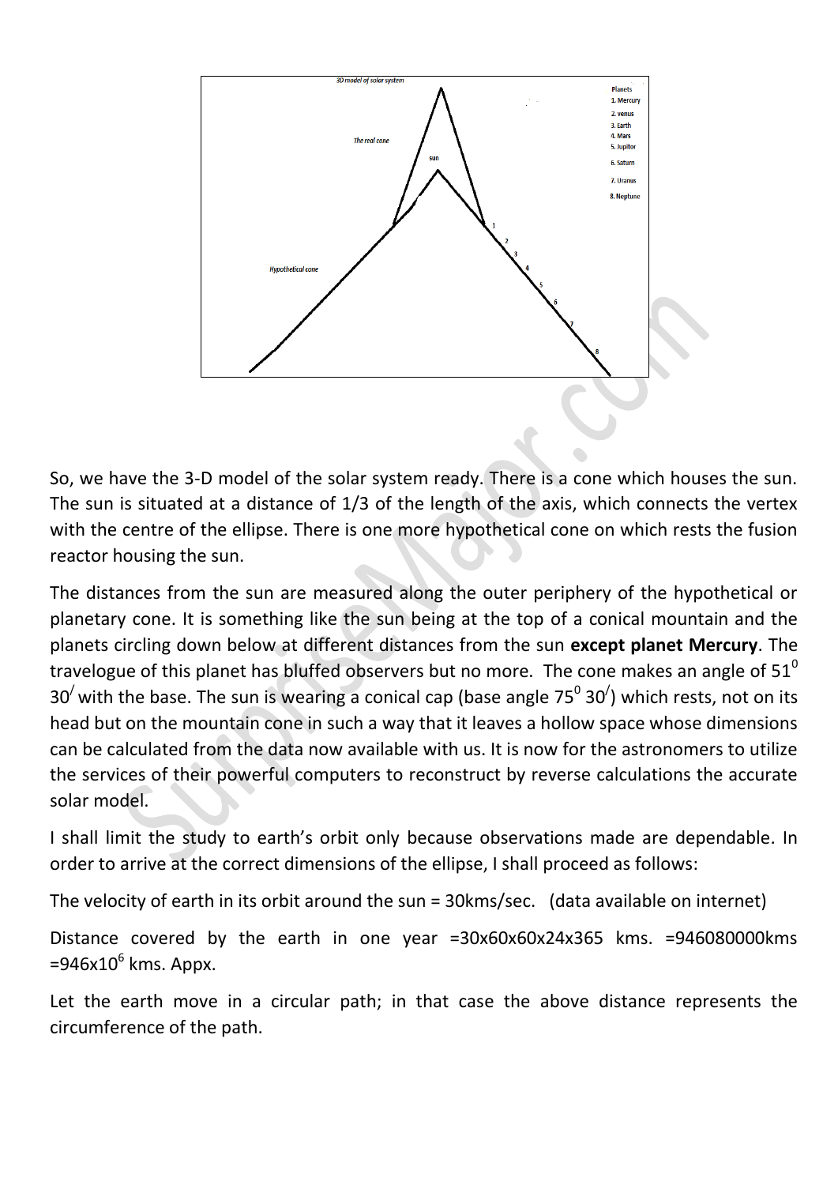So, we have the 3-D model of the solar system ready. There is a cone which houses the sun. The sun is situated at a distance of 1/3 of the length of the axis, which connects the vertex with the centre of the ellipse. There is one more hypothetical cone on which rests the fusion reactor housing the sun.

The distances from the sun are measured along the outer periphery of the hypothetical or planetary cone. It is something like the sun being at the top of a conical mountain and the planets circling down below at different distances from the sun **except planet Mercury**. The travelogue of this planet has bluffed observers but no more. The cone makes an angle of $51^0$ $30^/$ with the base. The sun is wearing a conical cap (base angle $75^0$ $30^/$) which rests, not on its head but on the mountain cone in such a way that it leaves a hollow space whose dimensions can be calculated from the data now available with us. It is now for the astronomers to utilize the services of their powerful computers to reconstruct by reverse calculations the accurate solar model.

I shall limit the study to earth's orbit only because observations made are dependable. In order to arrive at the correct dimensions of the ellipse, I shall proceed as follows:

The velocity of earth in its orbit around the sun = 30kms/sec. (data available on internet)

Distance covered by the earth in one year =30x60x60x24x365 kms. =946080000kms =946x10$^6$ kms. Appx.

Let the earth move in a circular path; in that case the above distance represents the circumference of the path.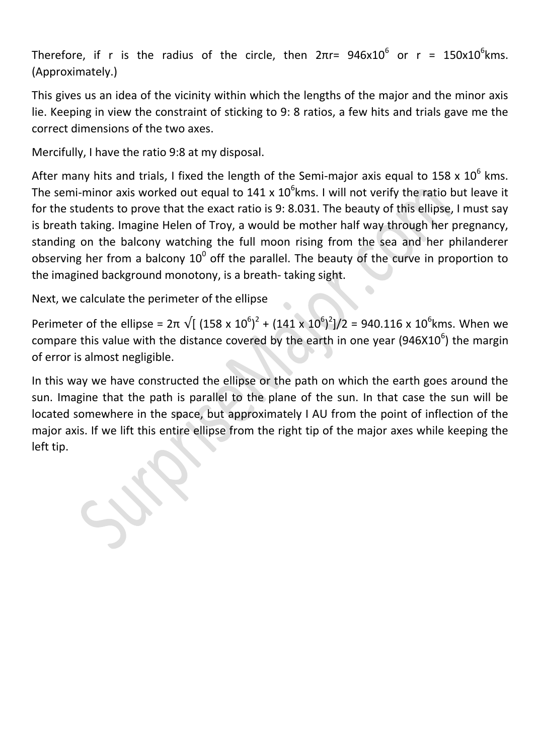Therefore, if r is the radius of the circle, then $2\pi r = 946 \times 10^6$ or $r = 150 \times 10^6$kms. (Approximately.)

This gives us an idea of the vicinity within which the lengths of the major and the minor axis lie. Keeping in view the constraint of sticking to 9: 8 ratios, a few hits and trials gave me the correct dimensions of the two axes.

Mercifully, I have the ratio 9:8 at my disposal.

After many hits and trials, I fixed the length of the Semi-major axis equal to $158 \times 10^6$ kms. The semi-minor axis worked out equal to $141 \times 10^6$kms. I will not verify the ratio but leave it for the students to prove that the exact ratio is 9: 8.031. The beauty of this ellipse, I must say is breath taking. Imagine Helen of Troy, a would be mother half way through her pregnancy, standing on the balcony watching the full moon rising from the sea and her philanderer observing her from a balcony $10^0$ off the parallel. The beauty of the curve in proportion to the imagined background monotony, is a breath- taking sight.

Next, we calculate the perimeter of the ellipse

Perimeter of the ellipse = $2\pi \sqrt{[(158 \times 10^6)^2 + (141 \times 10^6)^2]/2} = 940.116 \times 10^6$kms. When we compare this value with the distance covered by the earth in one year ($946 \times 10^6$) the margin of error is almost negligible.

In this way we have constructed the ellipse or the path on which the earth goes around the sun. Imagine that the path is parallel to the plane of the sun. In that case the sun will be located somewhere in the space, but approximately I AU from the point of inflection of the major axis. If we lift this entire ellipse from the right tip of the major axes while keeping the left tip.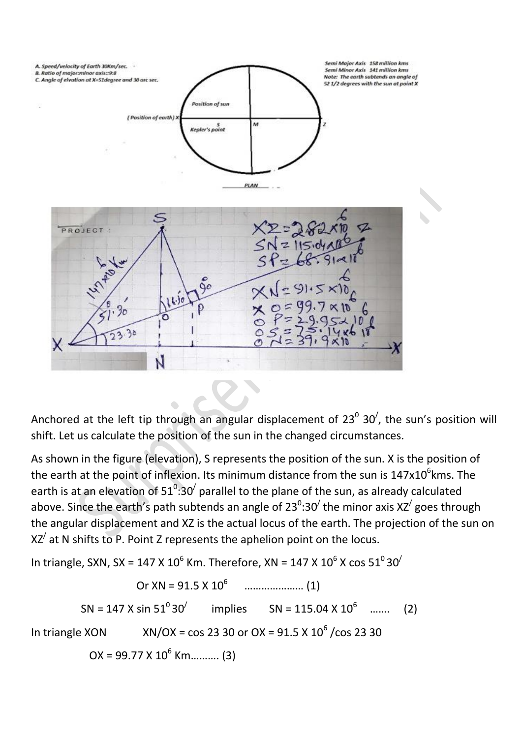A. Speed/velocity of Earth 30Km/sec.
B. Ratio of major:minor axis::9:8
C. Angle of elevation at X=51degree and 30 arc sec.

Semi Major Axis 158 million kms
Semi Minor Axis 141 million kms
Note: The earth subtends an angle of 52 1/2 degrees with the sun at point X

(Position of earth) X — Position of sun — S Kepler's point — M — Z

PLAN

PROJECT :

$XZ = 282 \times 10^6$
$SN = 115.04 \times 10^6$
$SP = 68.91 \times 10^6$
$XN = 91.5 \times 10^6$
$XO = 99.7 \times 10^6$
$OP = 29.95 \times 10^6$
$OS = 75.14 \times 10^6$
$ON = 39.9 \times 10^6$

Anchored at the left tip through an angular displacement of $23^0\ 30^/$, the sun's position will shift. Let us calculate the position of the sun in the changed circumstances.

As shown in the figure (elevation), S represents the position of the sun. X is the position of the earth at the point of inflexion. Its minimum distance from the sun is $147 \times 10^6$ kms. The earth is at an elevation of $51^0{:}30^/$ parallel to the plane of the sun, as already calculated above. Since the earth's path subtends an angle of $23^0{:}30^/$ the minor axis $XZ^/$ goes through the angular displacement and XZ is the actual locus of the earth. The projection of the sun on $XZ^/$ at N shifts to P. Point Z represents the aphelion point on the locus.

In triangle, SXN, SX = $147 \times 10^6$ Km. Therefore, XN = $147 \times 10^6 \times \cos 51^0\, 30^/$

Or XN = $91.5 \times 10^6$ ………………… (1)

SN = $147 \times \sin 51^0\, 30^/$ implies SN = $115.04 \times 10^6$ ……. (2)

In triangle XON XN/OX = cos 23 30 or OX = $91.5 \times 10^6$ /cos 23 30

OX = $99.77 \times 10^6$ Km………. (3)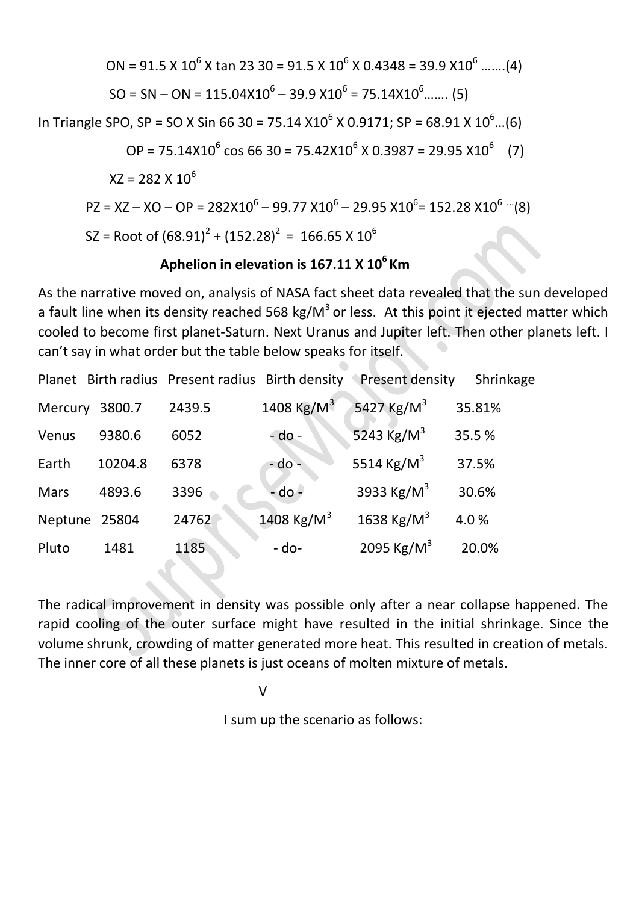$ON = 91.5 \times 10^6 \times \tan 23\ 30 = 91.5 \times 10^6 \times 0.4348 = 39.9 \times 10^6$ …….(4)

$SO = SN - ON = 115.04 \times 10^6 - 39.9 \times 10^6 = 75.14 \times 10^6$……. (5)

In Triangle SPO, $SP = SO \times \sin 66\ 30 = 75.14 \times 10^6 \times 0.9171$; $SP = 68.91 \times 10^6$…(6)

$OP = 75.14 \times 10^6 \cos 66\ 30 = 75.42 \times 10^6 \times 0.3987 = 29.95 \times 10^6$ (7)

$XZ = 282 \times 10^6$

$PZ = XZ - XO - OP = 282 \times 10^6 - 99.77 \times 10^6 - 29.95 \times 10^6 = 152.28 \times 10^6$ …(8)

$SZ = \text{Root of } (68.91)^2 + (152.28)^2 = 166.65 \times 10^6$

**Aphelion in elevation is $167.11 \times 10^6$ Km**

As the narrative moved on, analysis of NASA fact sheet data revealed that the sun developed a fault line when its density reached 568 kg/M$^3$ or less. At this point it ejected matter which cooled to become first planet-Saturn. Next Uranus and Jupiter left. Then other planets left. I can't say in what order but the table below speaks for itself.

| Planet | Birth radius | Present radius | Birth density | Present density | Shrinkage |
|---|---|---|---|---|---|
| Mercury | 3800.7 | 2439.5 | 1408 Kg/M$^3$ | 5427 Kg/M$^3$ | 35.81% |
| Venus | 9380.6 | 6052 | - do - | 5243 Kg/M$^3$ | 35.5 % |
| Earth | 10204.8 | 6378 | - do - | 5514 Kg/M$^3$ | 37.5% |
| Mars | 4893.6 | 3396 | - do - | 3933 Kg/M$^3$ | 30.6% |
| Neptune | 25804 | 24762 | 1408 Kg/M$^3$ | 1638 Kg/M$^3$ | 4.0 % |
| Pluto | 1481 | 1185 | - do- | 2095 Kg/M$^3$ | 20.0% |

The radical improvement in density was possible only after a near collapse happened. The rapid cooling of the outer surface might have resulted in the initial shrinkage. Since the volume shrunk, crowding of matter generated more heat. This resulted in creation of metals. The inner core of all these planets is just oceans of molten mixture of metals.

V

I sum up the scenario as follows: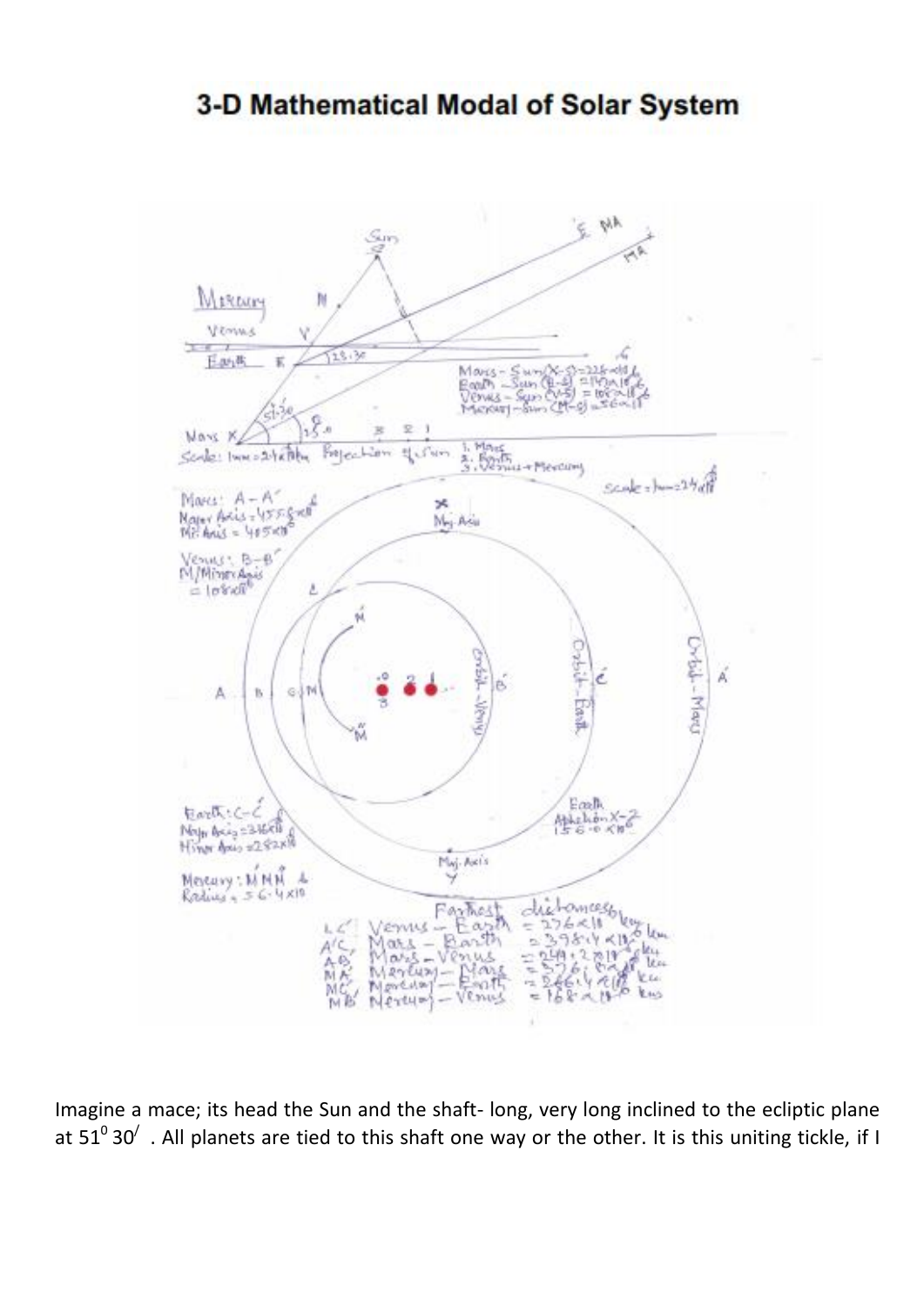# 3-D Mathematical Modal of Solar System

Imagine a mace; its head the Sun and the shaft- long, very long inclined to the ecliptic plane at $51^0 30^/$ . All planets are tied to this shaft one way or the other. It is this uniting tickle, if I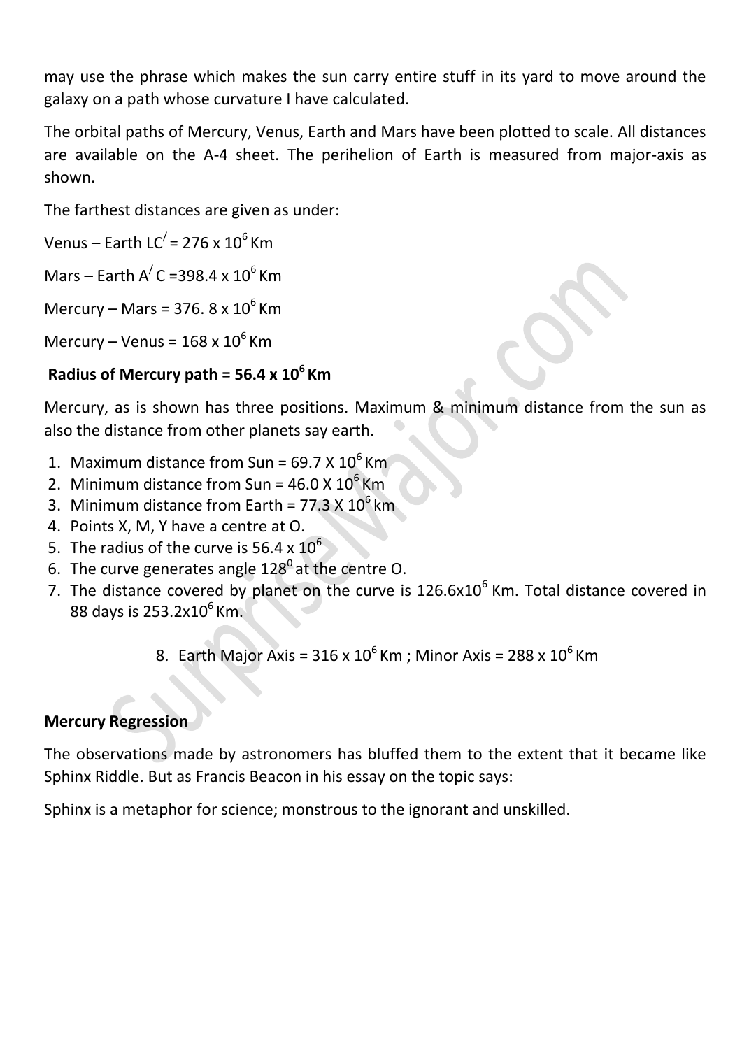may use the phrase which makes the sun carry entire stuff in its yard to move around the galaxy on a path whose curvature I have calculated.

The orbital paths of Mercury, Venus, Earth and Mars have been plotted to scale. All distances are available on the A-4 sheet. The perihelion of Earth is measured from major-axis as shown.

The farthest distances are given as under:

Venus – Earth $LC^{/}$ = 276 x $10^6$ Km

Mars – Earth $A^{/}$ C =398.4 x $10^6$ Km

Mercury – Mars = 376. 8 x $10^6$ Km

Mercury – Venus = 168 x $10^6$ Km

**Radius of Mercury path = 56.4 x $10^6$ Km**

Mercury, as is shown has three positions. Maximum & minimum distance from the sun as also the distance from other planets say earth.

1. Maximum distance from Sun = 69.7 X $10^6$ Km
2. Minimum distance from Sun = 46.0 X $10^6$ Km
3. Minimum distance from Earth = 77.3 X $10^6$ km
4. Points X, M, Y have a centre at O.
5. The radius of the curve is 56.4 x $10^6$
6. The curve generates angle $128^0$ at the centre O.
7. The distance covered by planet on the curve is 126.6x$10^6$ Km. Total distance covered in 88 days is 253.2x$10^6$ Km.
8. Earth Major Axis = 316 x $10^6$ Km ; Minor Axis = 288 x $10^6$ Km

**Mercury Regression**

The observations made by astronomers has bluffed them to the extent that it became like Sphinx Riddle. But as Francis Beacon in his essay on the topic says:

Sphinx is a metaphor for science; monstrous to the ignorant and unskilled.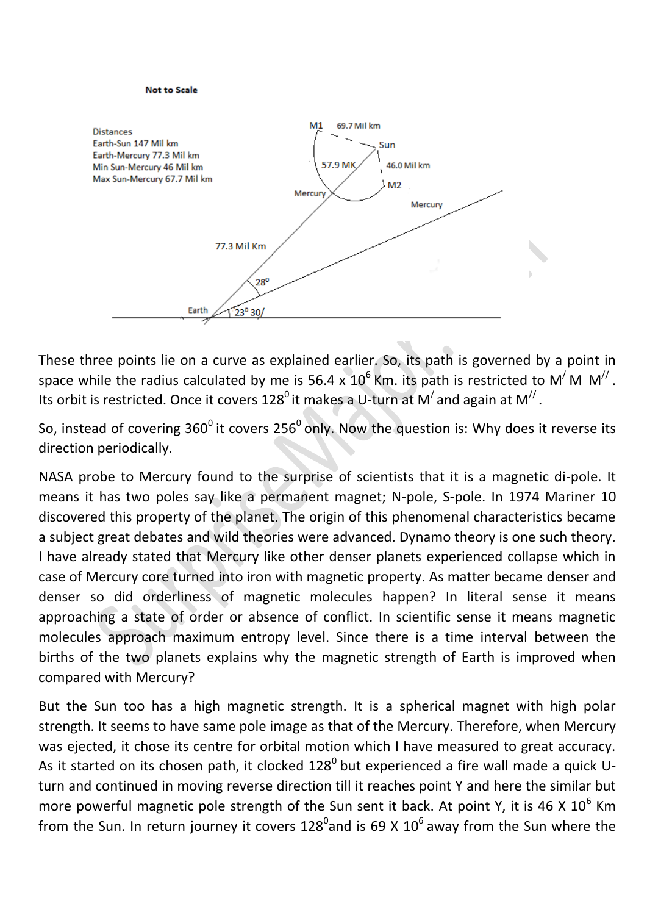Not to Scale

Distances
Earth-Sun 147 Mil km
Earth-Mercury 77.3 Mil km
Min Sun-Mercury 46 Mil km
Max Sun-Mercury 67.7 Mil km

M1 69.7 Mil km
Sun
57.9 MK
46.0 Mil km
M2
Mercury
Mercury
77.3 Mil Km
$28^0$
Earth $23^0\ 30^/$

These three points lie on a curve as explained earlier. So, its path is governed by a point in space while the radius calculated by me is 56.4 x $10^6$ Km. its path is restricted to $M^/$ M $M^{//}$. Its orbit is restricted. Once it covers $128^0$ it makes a U-turn at $M^/$ and again at $M^{//}$.

So, instead of covering $360^0$ it covers $256^0$ only. Now the question is: Why does it reverse its direction periodically.

NASA probe to Mercury found to the surprise of scientists that it is a magnetic di-pole. It means it has two poles say like a permanent magnet; N-pole, S-pole. In 1974 Mariner 10 discovered this property of the planet. The origin of this phenomenal characteristics became a subject great debates and wild theories were advanced. Dynamo theory is one such theory. I have already stated that Mercury like other denser planets experienced collapse which in case of Mercury core turned into iron with magnetic property. As matter became denser and denser so did orderliness of magnetic molecules happen? In literal sense it means approaching a state of order or absence of conflict. In scientific sense it means magnetic molecules approach maximum entropy level. Since there is a time interval between the births of the two planets explains why the magnetic strength of Earth is improved when compared with Mercury?

But the Sun too has a high magnetic strength. It is a spherical magnet with high polar strength. It seems to have same pole image as that of the Mercury. Therefore, when Mercury was ejected, it chose its centre for orbital motion which I have measured to great accuracy. As it started on its chosen path, it clocked $128^0$ but experienced a fire wall made a quick U-turn and continued in moving reverse direction till it reaches point Y and here the similar but more powerful magnetic pole strength of the Sun sent it back. At point Y, it is 46 X $10^6$ Km from the Sun. In return journey it covers $128^0$and is 69 X $10^6$ away from the Sun where the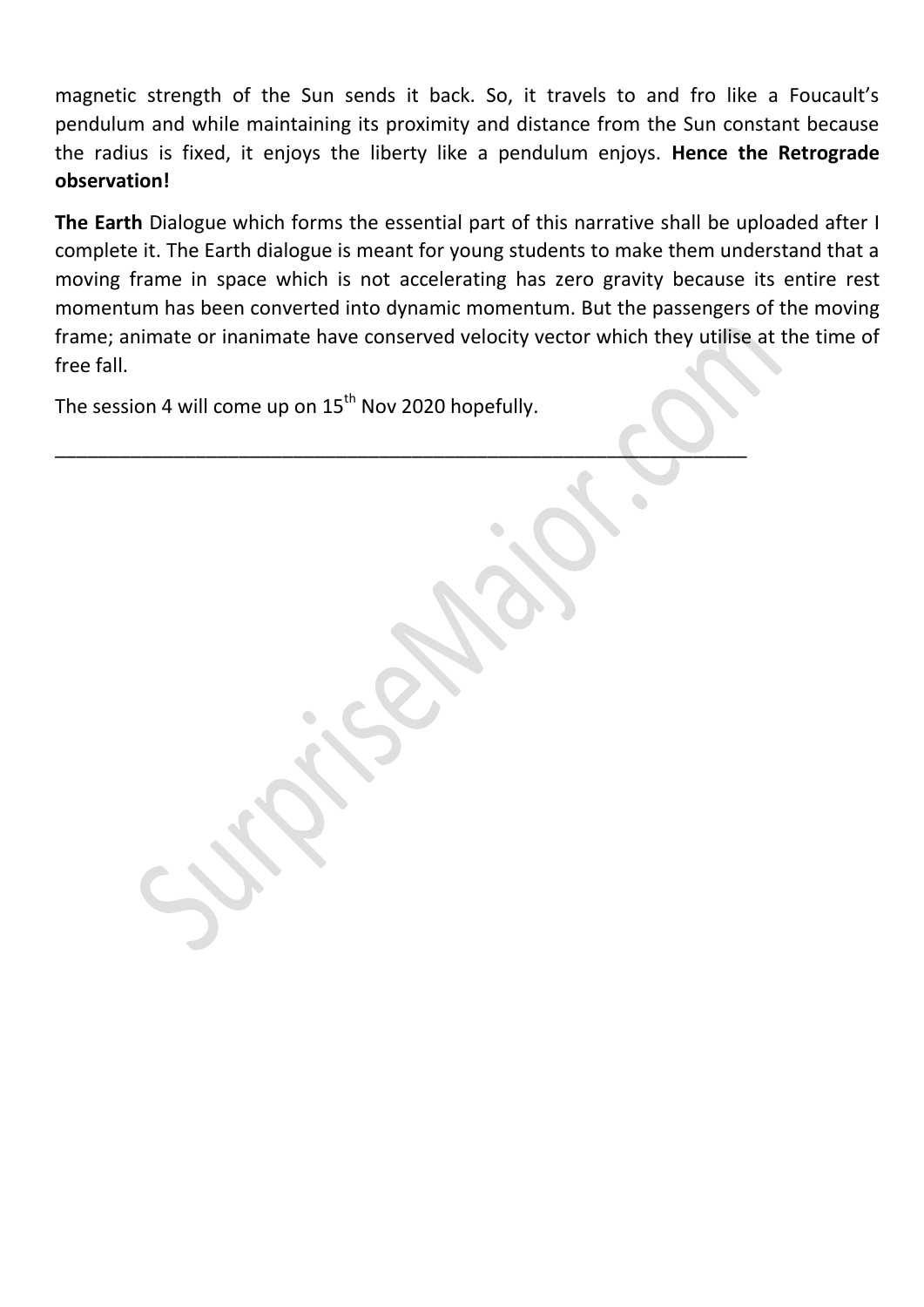magnetic strength of the Sun sends it back. So, it travels to and fro like a Foucault's pendulum and while maintaining its proximity and distance from the Sun constant because the radius is fixed, it enjoys the liberty like a pendulum enjoys. **Hence the Retrograde observation!**

**The Earth** Dialogue which forms the essential part of this narrative shall be uploaded after I complete it. The Earth dialogue is meant for young students to make them understand that a moving frame in space which is not accelerating has zero gravity because its entire rest momentum has been converted into dynamic momentum. But the passengers of the moving frame; animate or inanimate have conserved velocity vector which they utilise at the time of free fall.

The session 4 will come up on 15th Nov 2020 hopefully.

---